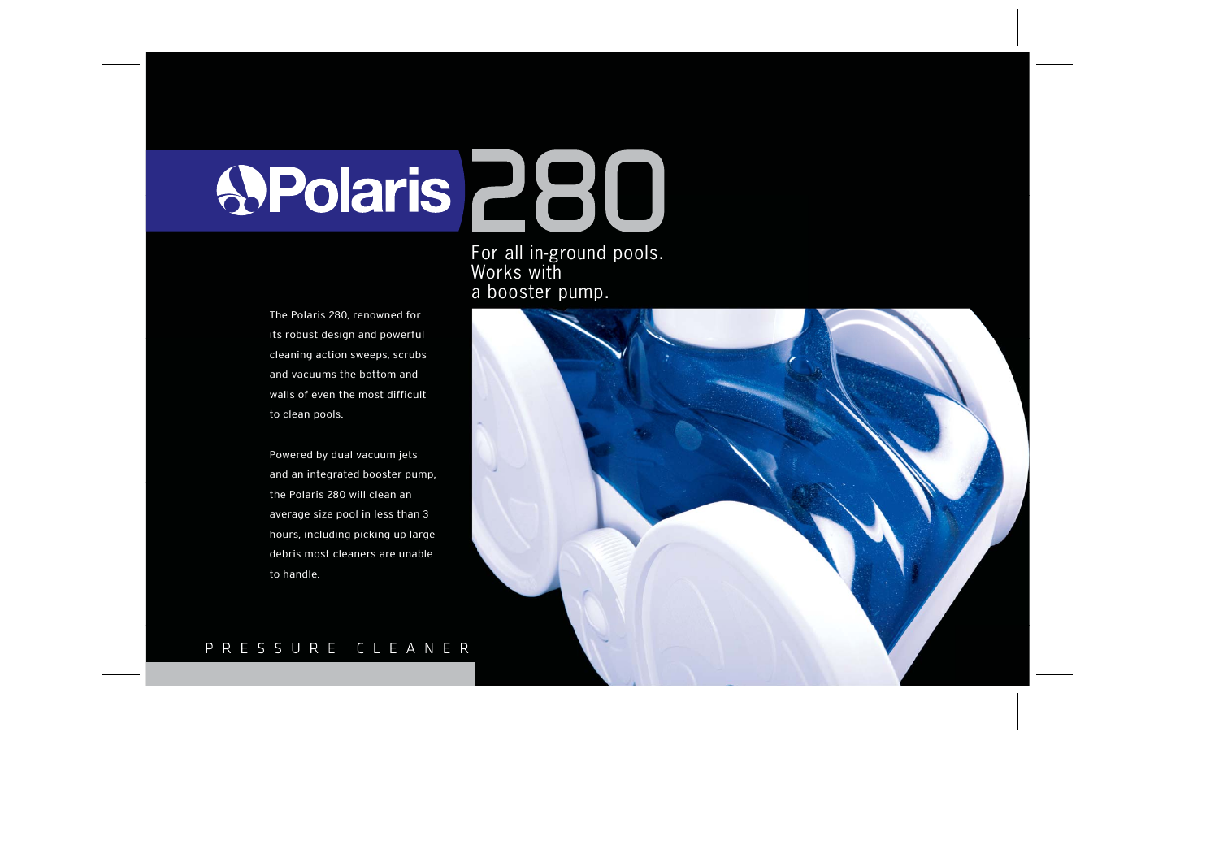# Polaris 280

For all in-ground pools. Works with a booster pump.

The Polaris 280, renowned for its robust design and powerful cleaning action sweeps, scrubs and vacuums the bottom and walls of even the most difficult to clean pools.

Powered by dual vacuum jets and an integrated booster pump, the Polaris 280 will clean an average size pool in less than 3 hours, including picking up large debris most cleaners are unable to handle.

PRESSURE CLEANER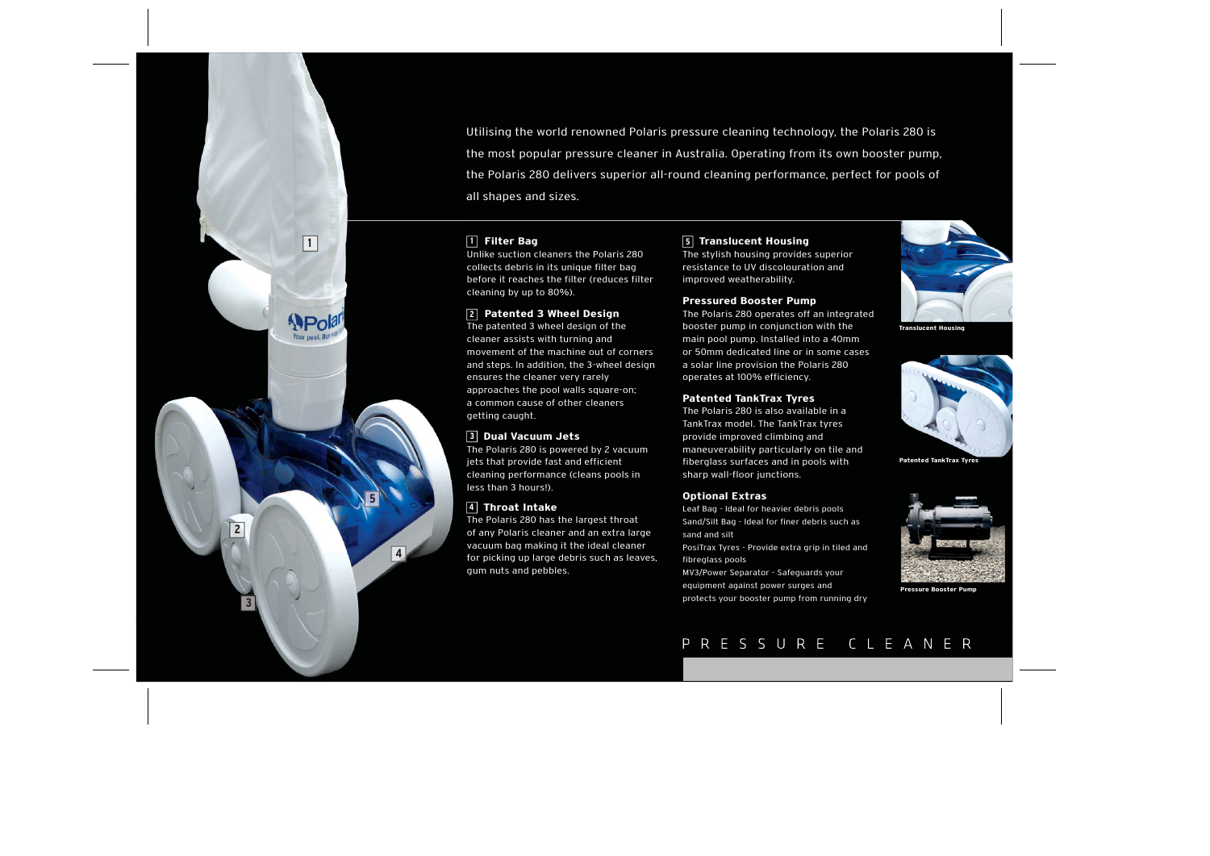Utilising the world renowned Polaris pressure cleaning technology, the Polaris 280 is the most popular pressure cleaner in Australia. Operating from its own booster pump, the Polaris 280 delivers superior all-round cleaning performance, perfect for pools of all shapes and sizes.

### 1 Filter Bag

Unlike suction cleaners the Polaris 280 collects debris in its unique filter bag before it reaches the filter (reduces filter cleaning by up to 80%).

### 2 Patented 3 Wheel Design

The patented 3 wheel design of the cleaner assists with turning and movement of the machine out of corners and steps. In addition, the 3-wheel design ensures the cleaner very rarely approaches the pool walls square-on; a common cause of other cleaners getting caught.

### 3 Dual Vacuum Jets

The Polaris 280 is powered by 2 vacuum jets that provide fast and efficient cleaning performance (cleans pools in less than 3 hours!).

### 4 Throat Intake

The Polaris 280 has the largest throat of any Polaris cleaner and an extra large vacuum bag making it the ideal cleaner for picking up large debris such as leaves, gum nuts and pebbles.

### 5 Translucent Housing

The stylish housing provides superior resistance to UV discolouration and improved weatherability.

### Pressured Booster Pump

The Polaris 280 operates off an integrated booster pump in conjunction with the main pool pump. Installed into a 40mm or 50mm dedicated line or in some cases a solar line provision the Polaris 280 operates at 100% efficiency.

### Patented TankTrax Tyres

The Polaris 280 is also available in a TankTrax model. The TankTrax tyres provide improved climbing and maneuverability particularly on tile and fibreglass surfaces and in pools with sharp wall-floor junctions.

### Optional Extras

Leaf Bag - Ideal for heavier debris pools

Sand/Silt Bag - Ideal for finer debris such as sand and silt

PosiTrax Tyres - Provide extra grip in tiled and fibreglass pools

MV3/Power Separator - Safeguards your equipment against power surges and protects your booster pump from running dry

Translucent Housing

Patented TankTrax Tyres

Pressure Booster Pump

PRESSURE CLEANER